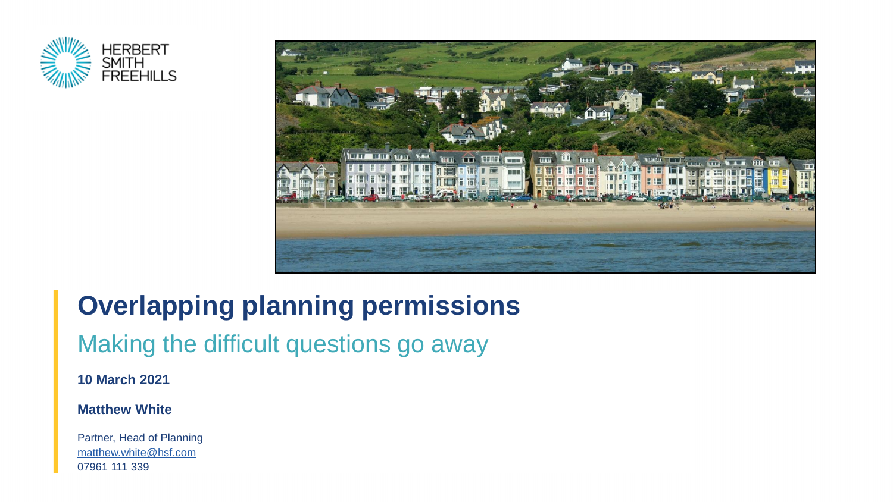HERBERT SMITH FREEHILLS

# Overlapping planning permissions

## Making the difficult questions go away

**10 March 2021**

**Matthew White**

Partner, Head of Planning
matthew.white@hsf.com
07961 111 339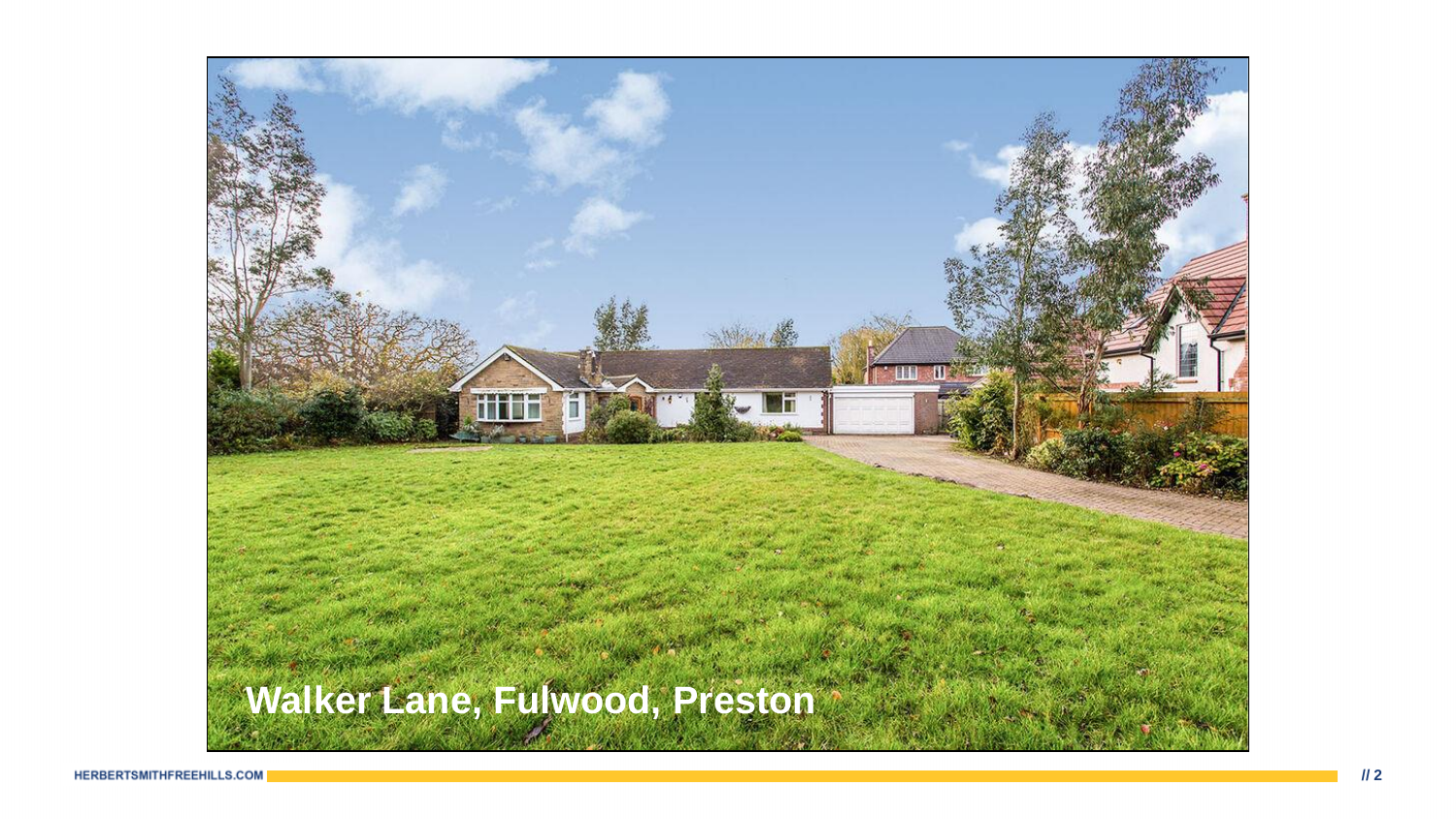Walker Lane, Fulwood, Preston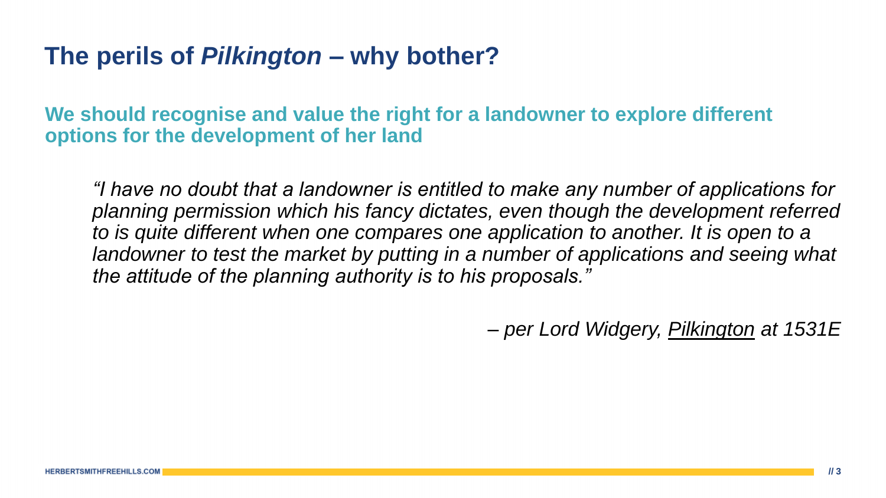# The perils of *Pilkington* – why bother?

**We should recognise and value the right for a landowner to explore different options for the development of her land**

> *"I have no doubt that a landowner is entitled to make any number of applications for planning permission which his fancy dictates, even though the development referred to is quite different when one compares one application to another. It is open to a landowner to test the market by putting in a number of applications and seeing what the attitude of the planning authority is to his proposals."*

*– per Lord Widgery, Pilkington at 1531E*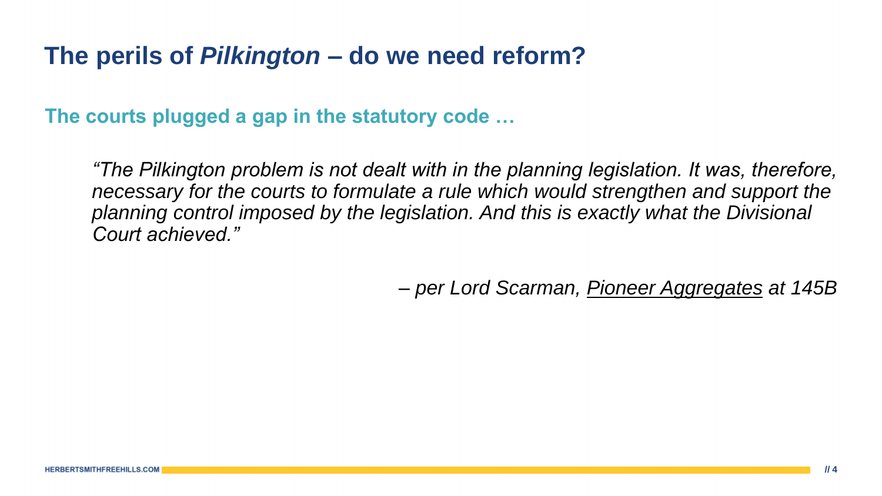# The perils of *Pilkington* – do we need reform?

## The courts plugged a gap in the statutory code …

> *"The Pilkington problem is not dealt with in the planning legislation. It was, therefore, necessary for the courts to formulate a rule which would strengthen and support the planning control imposed by the legislation. And this is exactly what the Divisional Court achieved."*
>
> *– per Lord Scarman, Pioneer Aggregates at 145B*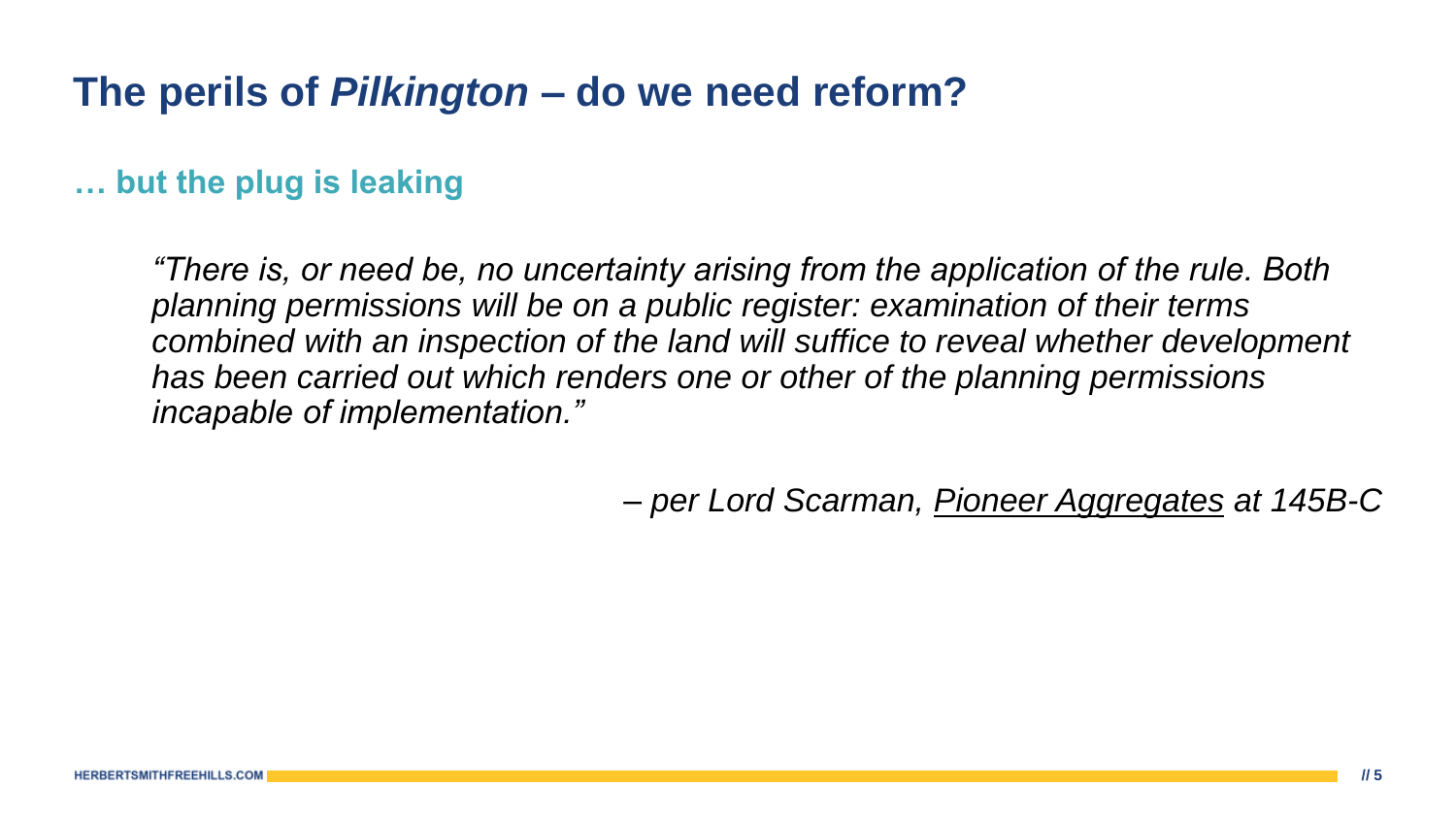# The perils of *Pilkington* – do we need reform?

## … but the plug is leaking

> *"There is, or need be, no uncertainty arising from the application of the rule. Both planning permissions will be on a public register: examination of their terms combined with an inspection of the land will suffice to reveal whether development has been carried out which renders one or other of the planning permissions incapable of implementation."*
>
> *– per Lord Scarman, Pioneer Aggregates at 145B-C*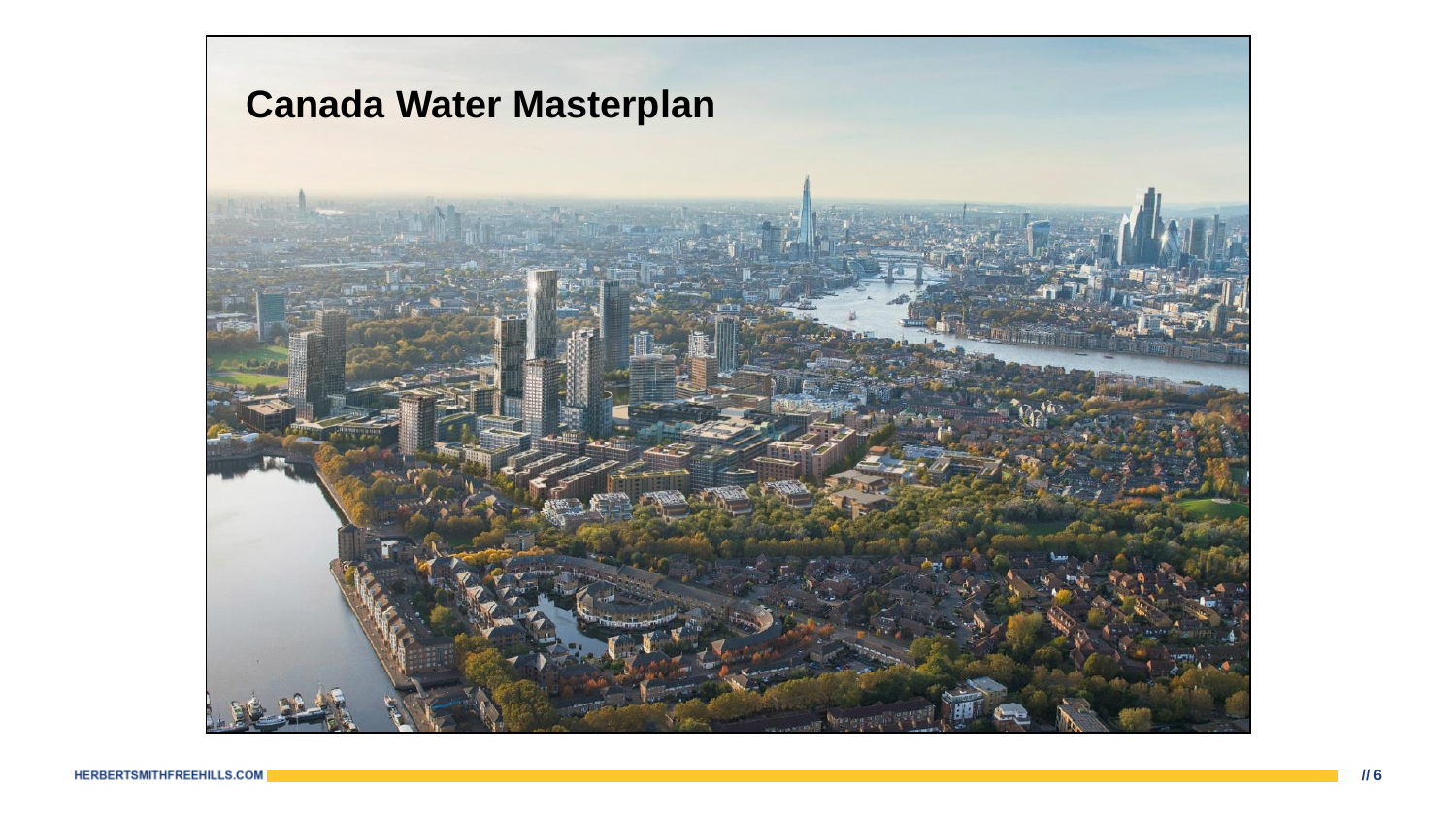# Canada Water Masterplan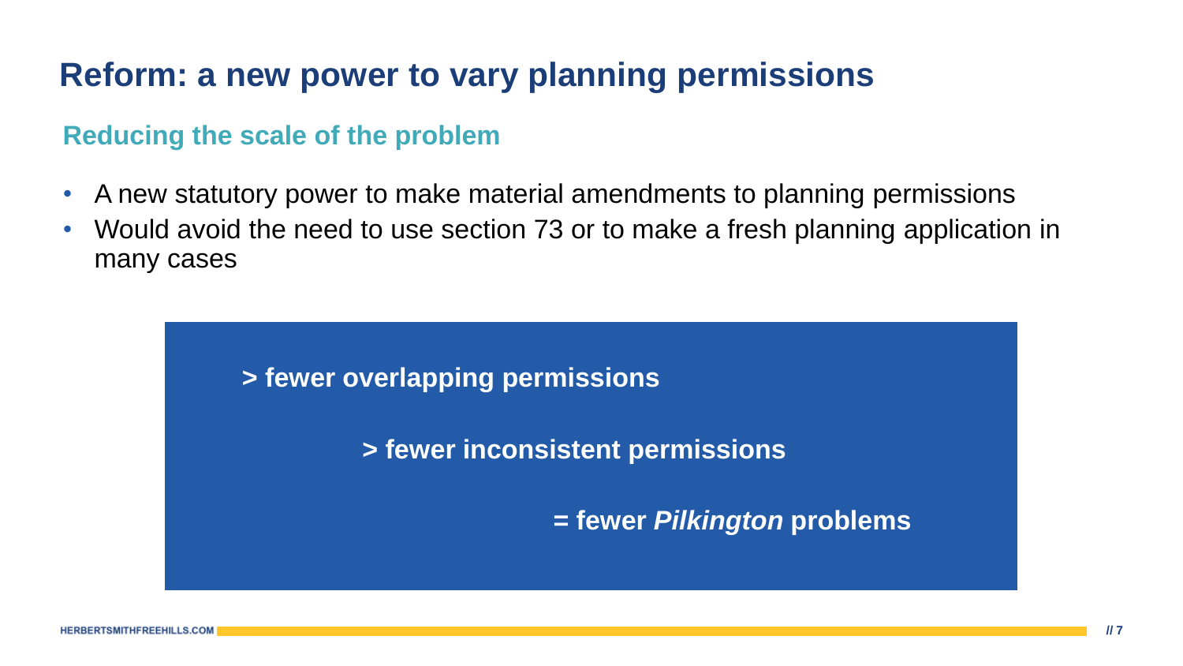# Reform: a new power to vary planning permissions

## Reducing the scale of the problem

- A new statutory power to make material amendments to planning permissions
- Would avoid the need to use section 73 or to make a fresh planning application in many cases

**> fewer overlapping permissions**

**> fewer inconsistent permissions**

**= fewer *Pilkington* problems**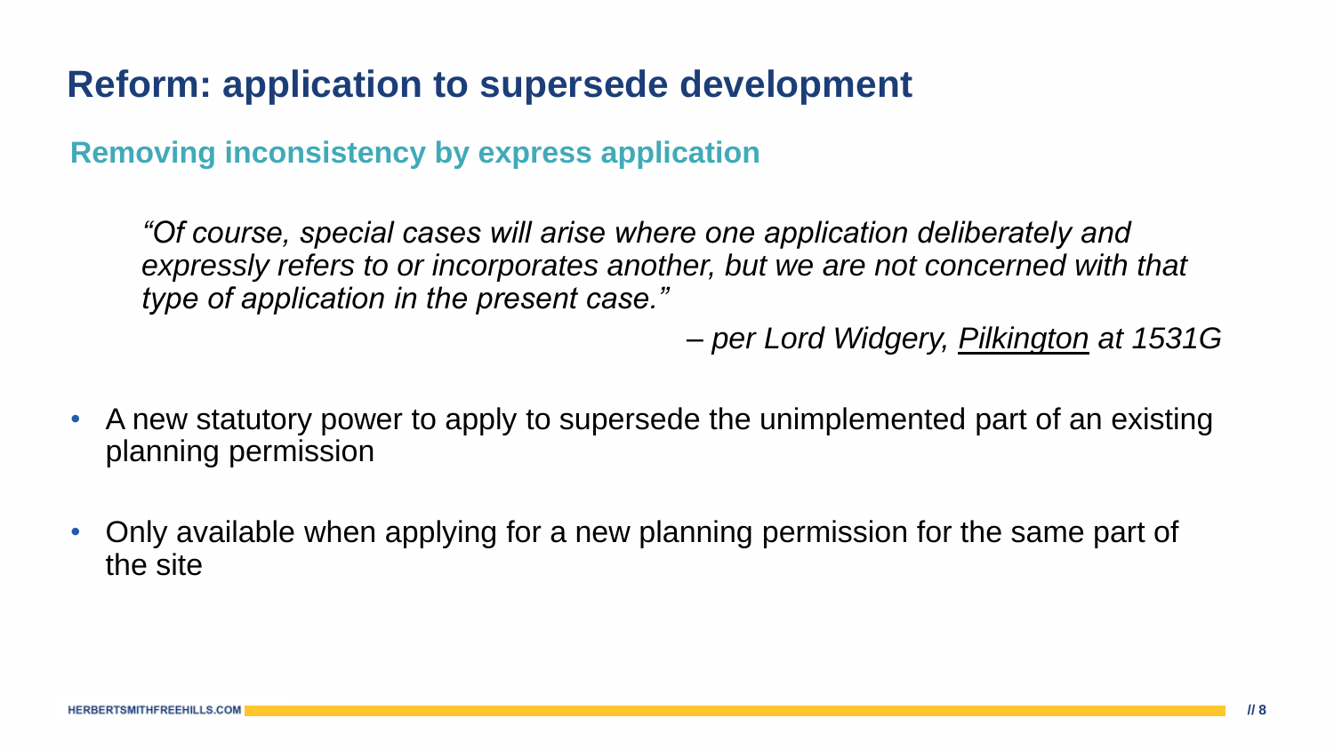# Reform: application to supersede development

## Removing inconsistency by express application

> *"Of course, special cases will arise where one application deliberately and expressly refers to or incorporates another, but we are not concerned with that type of application in the present case."*
>
> *– per Lord Widgery, Pilkington at 1531G*

- A new statutory power to apply to supersede the unimplemented part of an existing planning permission
- Only available when applying for a new planning permission for the same part of the site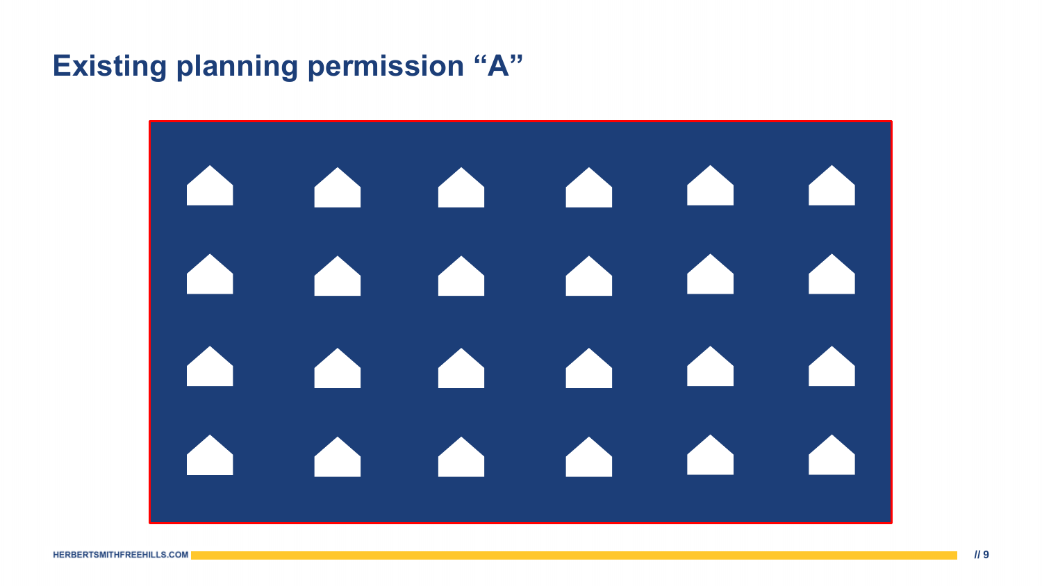# Existing planning permission "A"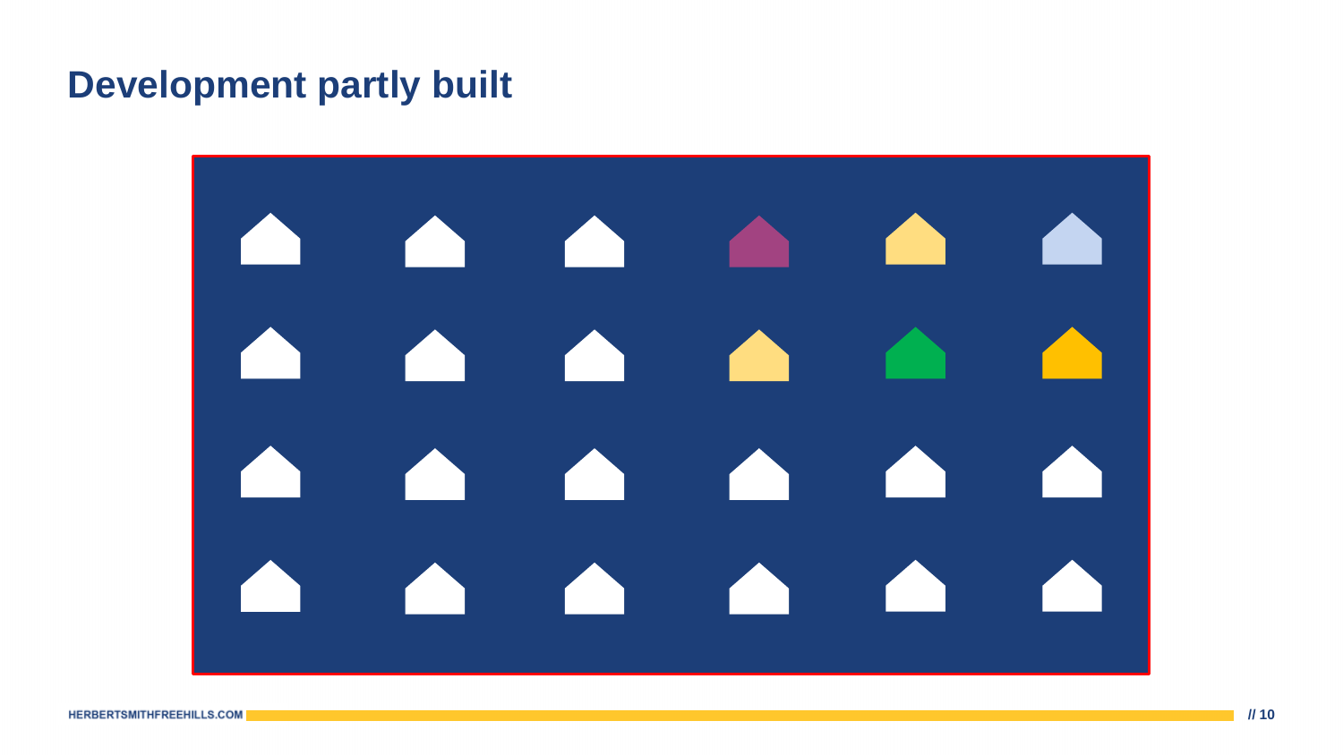# Development partly built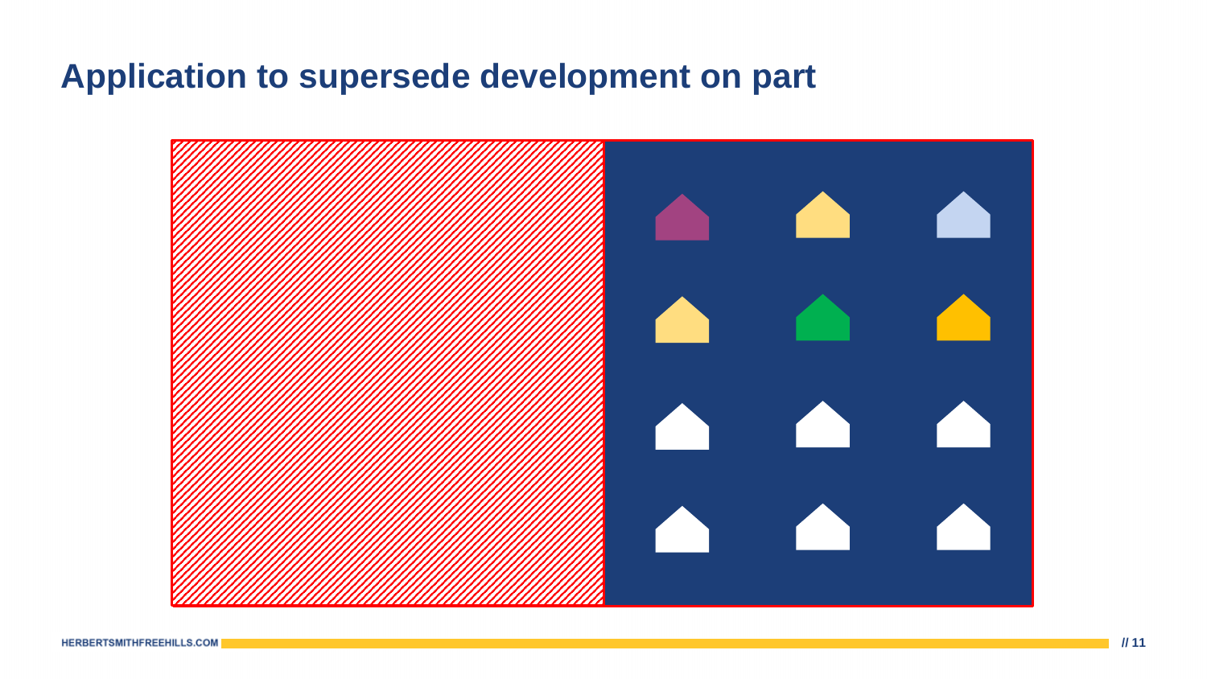# Application to supersede development on part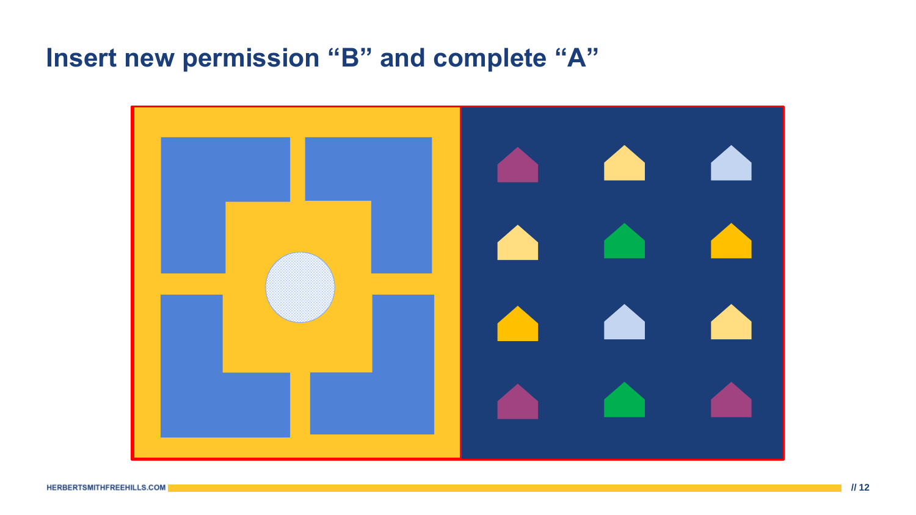# Insert new permission "B" and complete "A"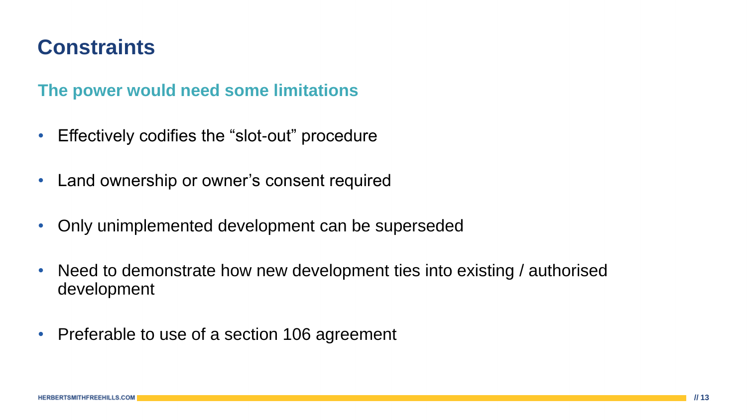# Constraints

## The power would need some limitations

- Effectively codifies the “slot-out” procedure
- Land ownership or owner’s consent required
- Only unimplemented development can be superseded
- Need to demonstrate how new development ties into existing / authorised development
- Preferable to use of a section 106 agreement